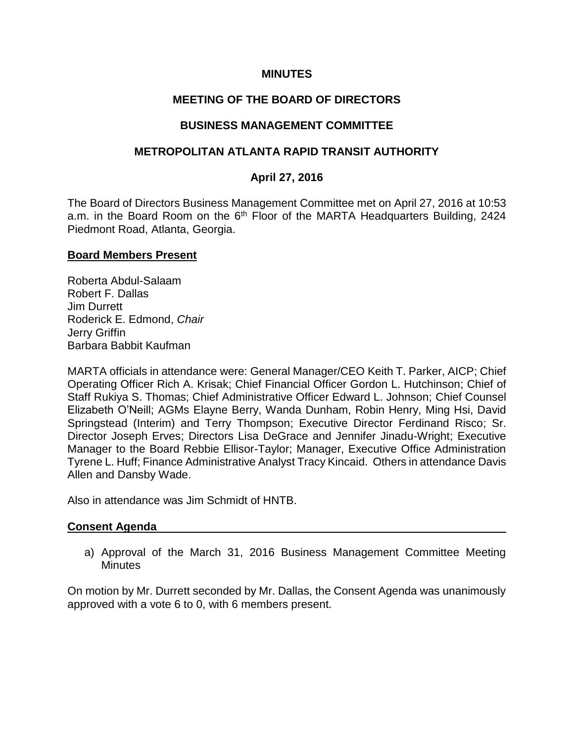**MINUTES**

**MEETING OF THE BOARD OF DIRECTORS**

**BUSINESS MANAGEMENT COMMITTEE**

**METROPOLITAN ATLANTA RAPID TRANSIT AUTHORITY**

**April 27, 2016**

The Board of Directors Business Management Committee met on April 27, 2016 at 10:53 a.m. in the Board Room on the 6th Floor of the MARTA Headquarters Building, 2424 Piedmont Road, Atlanta, Georgia.

**Board Members Present**

Roberta Abdul-Salaam
Robert F. Dallas
Jim Durrett
Roderick E. Edmond, *Chair*
Jerry Griffin
Barbara Babbit Kaufman

MARTA officials in attendance were: General Manager/CEO Keith T. Parker, AICP; Chief Operating Officer Rich A. Krisak; Chief Financial Officer Gordon L. Hutchinson; Chief of Staff Rukiya S. Thomas; Chief Administrative Officer Edward L. Johnson; Chief Counsel Elizabeth O'Neill; AGMs Elayne Berry, Wanda Dunham, Robin Henry, Ming Hsi, David Springstead (Interim) and Terry Thompson; Executive Director Ferdinand Risco; Sr. Director Joseph Erves; Directors Lisa DeGrace and Jennifer Jinadu-Wright; Executive Manager to the Board Rebbie Ellisor-Taylor; Manager, Executive Office Administration Tyrene L. Huff; Finance Administrative Analyst Tracy Kincaid. Others in attendance Davis Allen and Dansby Wade.

Also in attendance was Jim Schmidt of HNTB.

**Consent Agenda**

a) Approval of the March 31, 2016 Business Management Committee Meeting Minutes

On motion by Mr. Durrett seconded by Mr. Dallas, the Consent Agenda was unanimously approved with a vote 6 to 0, with 6 members present.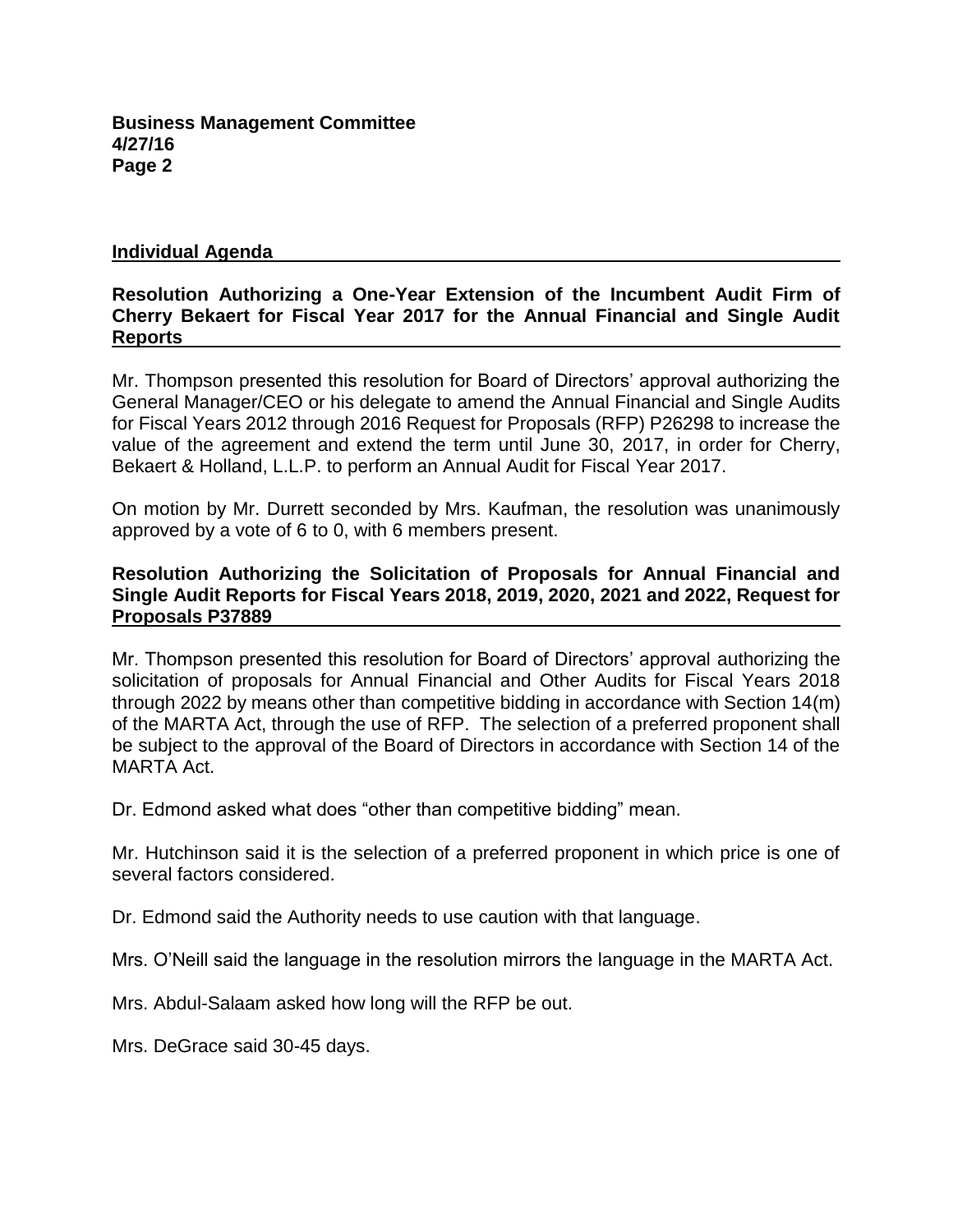## Individual Agenda

### Resolution Authorizing a One-Year Extension of the Incumbent Audit Firm of Cherry Bekaert for Fiscal Year 2017 for the Annual Financial and Single Audit Reports

Mr. Thompson presented this resolution for Board of Directors' approval authorizing the General Manager/CEO or his delegate to amend the Annual Financial and Single Audits for Fiscal Years 2012 through 2016 Request for Proposals (RFP) P26298 to increase the value of the agreement and extend the term until June 30, 2017, in order for Cherry, Bekaert & Holland, L.L.P. to perform an Annual Audit for Fiscal Year 2017.

On motion by Mr. Durrett seconded by Mrs. Kaufman, the resolution was unanimously approved by a vote of 6 to 0, with 6 members present.

### Resolution Authorizing the Solicitation of Proposals for Annual Financial and Single Audit Reports for Fiscal Years 2018, 2019, 2020, 2021 and 2022, Request for Proposals P37889

Mr. Thompson presented this resolution for Board of Directors' approval authorizing the solicitation of proposals for Annual Financial and Other Audits for Fiscal Years 2018 through 2022 by means other than competitive bidding in accordance with Section 14(m) of the MARTA Act, through the use of RFP. The selection of a preferred proponent shall be subject to the approval of the Board of Directors in accordance with Section 14 of the MARTA Act.

Dr. Edmond asked what does "other than competitive bidding" mean.

Mr. Hutchinson said it is the selection of a preferred proponent in which price is one of several factors considered.

Dr. Edmond said the Authority needs to use caution with that language.

Mrs. O'Neill said the language in the resolution mirrors the language in the MARTA Act.

Mrs. Abdul-Salaam asked how long will the RFP be out.

Mrs. DeGrace said 30-45 days.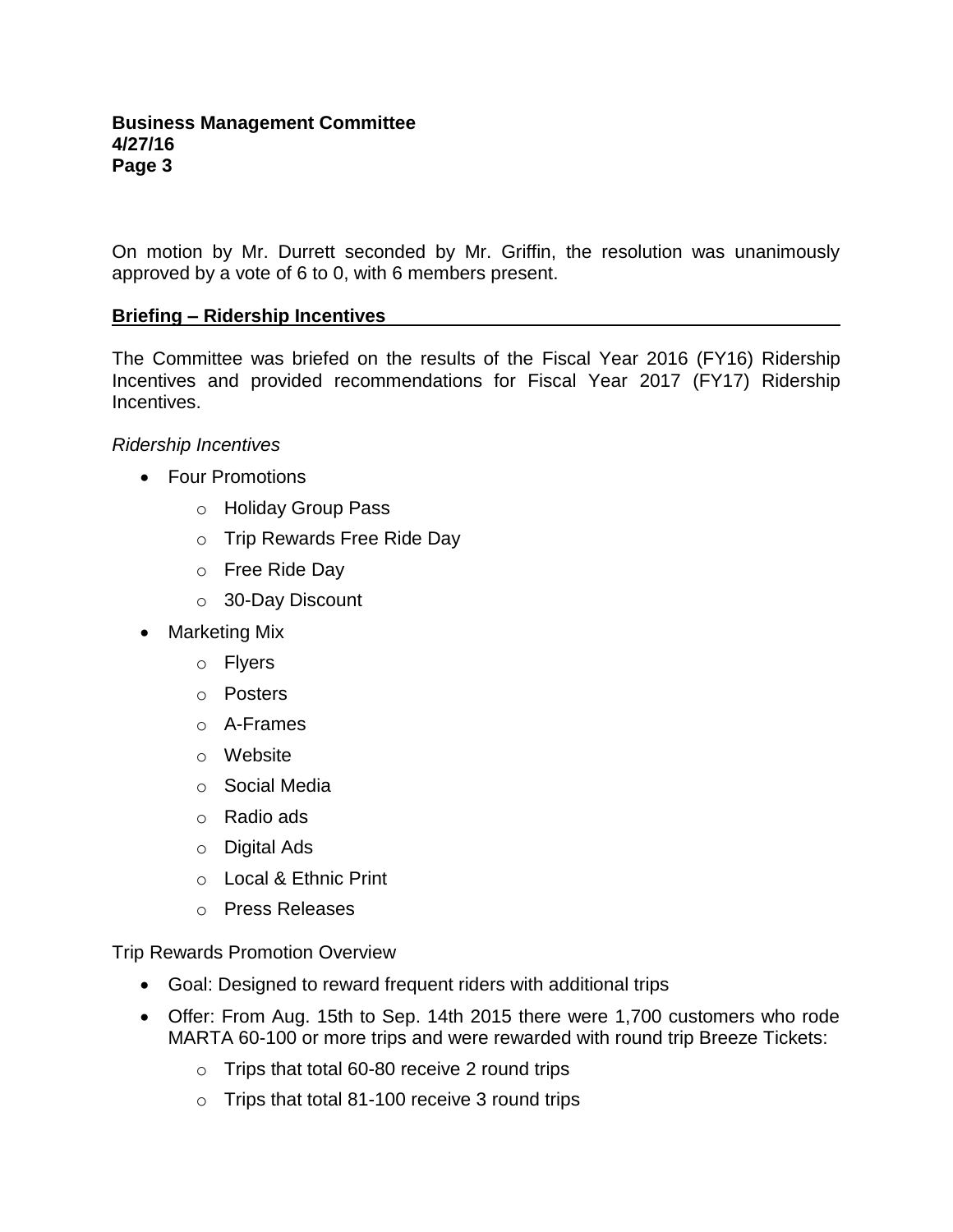On motion by Mr. Durrett seconded by Mr. Griffin, the resolution was unanimously approved by a vote of 6 to 0, with 6 members present.

## Briefing – Ridership Incentives

The Committee was briefed on the results of the Fiscal Year 2016 (FY16) Ridership Incentives and provided recommendations for Fiscal Year 2017 (FY17) Ridership Incentives.

*Ridership Incentives*

- Four Promotions
  - Holiday Group Pass
  - Trip Rewards Free Ride Day
  - Free Ride Day
  - 30-Day Discount
- Marketing Mix
  - Flyers
  - Posters
  - A-Frames
  - Website
  - Social Media
  - Radio ads
  - Digital Ads
  - Local & Ethnic Print
  - Press Releases

Trip Rewards Promotion Overview

- Goal: Designed to reward frequent riders with additional trips
- Offer: From Aug. 15th to Sep. 14th 2015 there were 1,700 customers who rode MARTA 60-100 or more trips and were rewarded with round trip Breeze Tickets:
  - Trips that total 60-80 receive 2 round trips
  - Trips that total 81-100 receive 3 round trips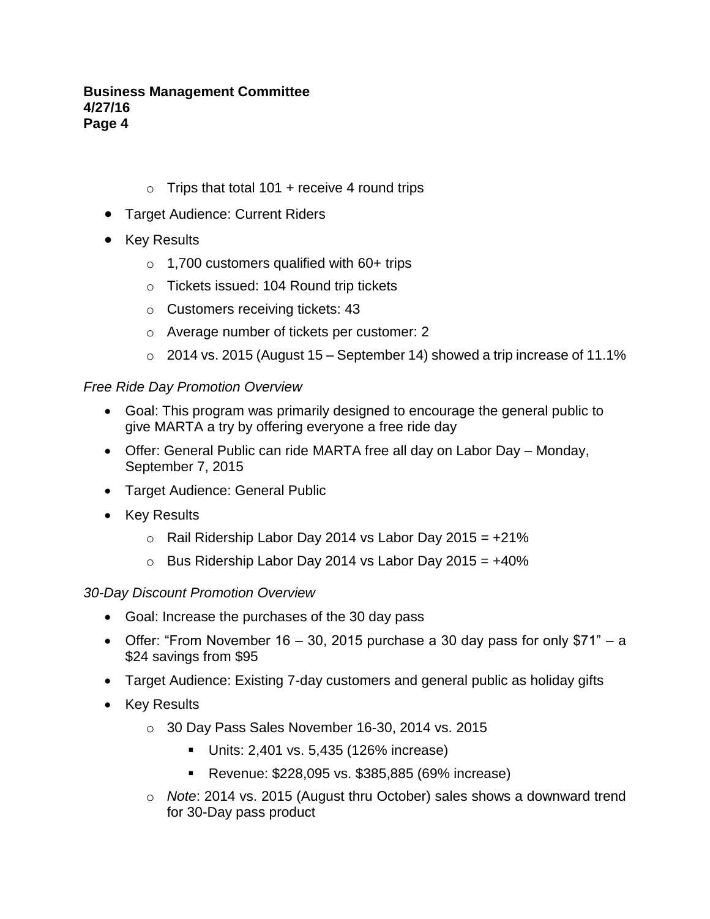- Trips that total 101 + receive 4 round trips
- Target Audience: Current Riders
- Key Results
    - 1,700 customers qualified with 60+ trips
    - Tickets issued: 104 Round trip tickets
    - Customers receiving tickets: 43
    - Average number of tickets per customer: 2
    - 2014 vs. 2015 (August 15 – September 14) showed a trip increase of 11.1%

*Free Ride Day Promotion Overview*

- Goal: This program was primarily designed to encourage the general public to give MARTA a try by offering everyone a free ride day
- Offer: General Public can ride MARTA free all day on Labor Day – Monday, September 7, 2015
- Target Audience: General Public
- Key Results
    - Rail Ridership Labor Day 2014 vs Labor Day 2015 = +21%
    - Bus Ridership Labor Day 2014 vs Labor Day 2015 = +40%

*30-Day Discount Promotion Overview*

- Goal: Increase the purchases of the 30 day pass
- Offer: "From November 16 – 30, 2015 purchase a 30 day pass for only $71" – a $24 savings from $95
- Target Audience: Existing 7-day customers and general public as holiday gifts
- Key Results
    - 30 Day Pass Sales November 16-30, 2014 vs. 2015
        - Units: 2,401 vs. 5,435 (126% increase)
        - Revenue: $228,095 vs. $385,885 (69% increase)
    - *Note*: 2014 vs. 2015 (August thru October) sales shows a downward trend for 30-Day pass product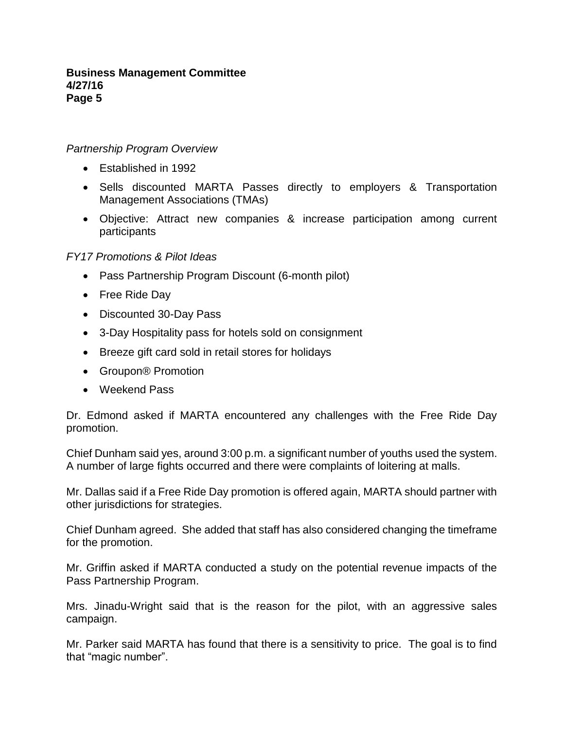*Partnership Program Overview*

- Established in 1992
- Sells discounted MARTA Passes directly to employers & Transportation Management Associations (TMAs)
- Objective: Attract new companies & increase participation among current participants

*FY17 Promotions & Pilot Ideas*

- Pass Partnership Program Discount (6-month pilot)
- Free Ride Day
- Discounted 30-Day Pass
- 3-Day Hospitality pass for hotels sold on consignment
- Breeze gift card sold in retail stores for holidays
- Groupon® Promotion
- Weekend Pass

Dr. Edmond asked if MARTA encountered any challenges with the Free Ride Day promotion.

Chief Dunham said yes, around 3:00 p.m. a significant number of youths used the system. A number of large fights occurred and there were complaints of loitering at malls.

Mr. Dallas said if a Free Ride Day promotion is offered again, MARTA should partner with other jurisdictions for strategies.

Chief Dunham agreed. She added that staff has also considered changing the timeframe for the promotion.

Mr. Griffin asked if MARTA conducted a study on the potential revenue impacts of the Pass Partnership Program.

Mrs. Jinadu-Wright said that is the reason for the pilot, with an aggressive sales campaign.

Mr. Parker said MARTA has found that there is a sensitivity to price. The goal is to find that "magic number".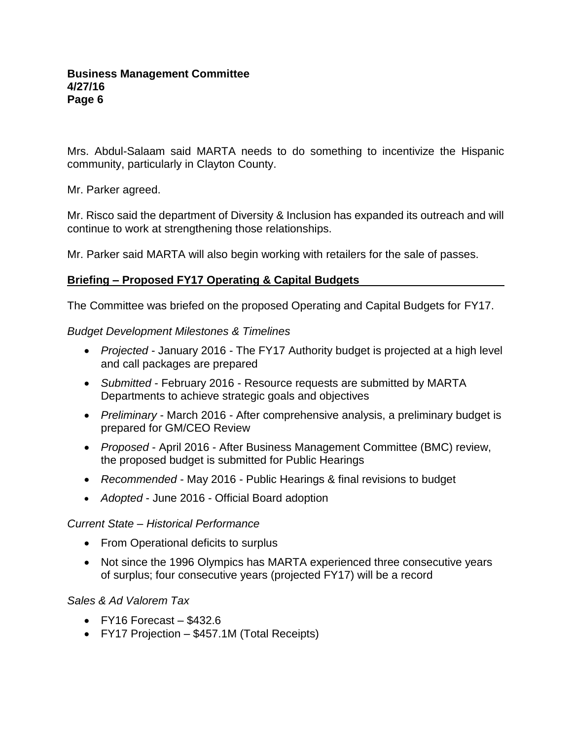Mrs. Abdul-Salaam said MARTA needs to do something to incentivize the Hispanic community, particularly in Clayton County.

Mr. Parker agreed.

Mr. Risco said the department of Diversity & Inclusion has expanded its outreach and will continue to work at strengthening those relationships.

Mr. Parker said MARTA will also begin working with retailers for the sale of passes.

## **Briefing – Proposed FY17 Operating & Capital Budgets**

The Committee was briefed on the proposed Operating and Capital Budgets for FY17.

*Budget Development Milestones & Timelines*

- *Projected* - January 2016 - The FY17 Authority budget is projected at a high level and call packages are prepared
- *Submitted* - February 2016 - Resource requests are submitted by MARTA Departments to achieve strategic goals and objectives
- *Preliminary* - March 2016 - After comprehensive analysis, a preliminary budget is prepared for GM/CEO Review
- *Proposed* - April 2016 - After Business Management Committee (BMC) review, the proposed budget is submitted for Public Hearings
- *Recommended* - May 2016 - Public Hearings & final revisions to budget
- *Adopted* - June 2016 - Official Board adoption

*Current State – Historical Performance*

- From Operational deficits to surplus
- Not since the 1996 Olympics has MARTA experienced three consecutive years of surplus; four consecutive years (projected FY17) will be a record

*Sales & Ad Valorem Tax*

- FY16 Forecast – $432.6
- FY17 Projection – $457.1M (Total Receipts)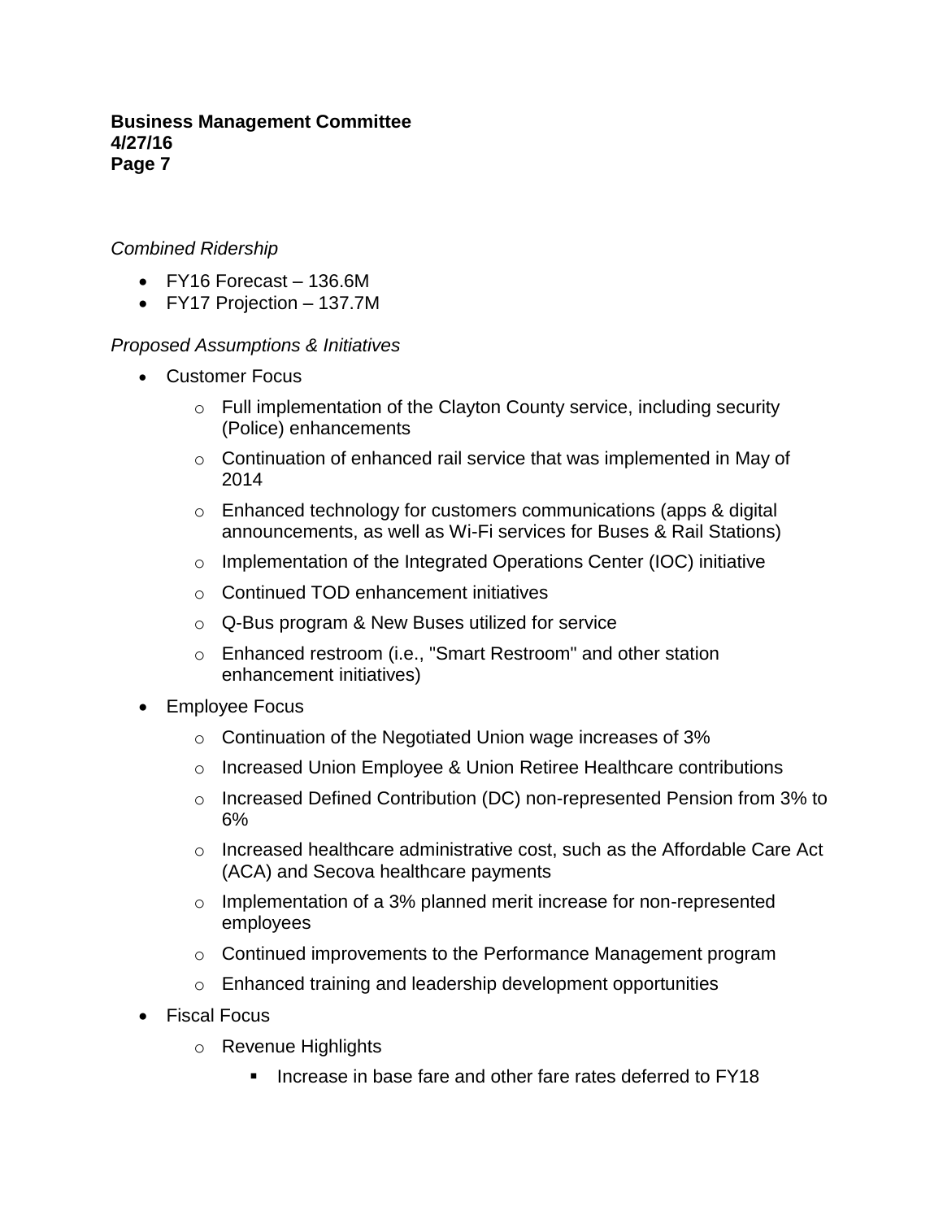*Combined Ridership*

- FY16 Forecast – 136.6M
- FY17 Projection – 137.7M

*Proposed Assumptions & Initiatives*

- Customer Focus
  - Full implementation of the Clayton County service, including security (Police) enhancements
  - Continuation of enhanced rail service that was implemented in May of 2014
  - Enhanced technology for customers communications (apps & digital announcements, as well as Wi-Fi services for Buses & Rail Stations)
  - Implementation of the Integrated Operations Center (IOC) initiative
  - Continued TOD enhancement initiatives
  - Q-Bus program & New Buses utilized for service
  - Enhanced restroom (i.e., "Smart Restroom" and other station enhancement initiatives)
- Employee Focus
  - Continuation of the Negotiated Union wage increases of 3%
  - Increased Union Employee & Union Retiree Healthcare contributions
  - Increased Defined Contribution (DC) non-represented Pension from 3% to 6%
  - Increased healthcare administrative cost, such as the Affordable Care Act (ACA) and Secova healthcare payments
  - Implementation of a 3% planned merit increase for non-represented employees
  - Continued improvements to the Performance Management program
  - Enhanced training and leadership development opportunities
- Fiscal Focus
  - Revenue Highlights
    - Increase in base fare and other fare rates deferred to FY18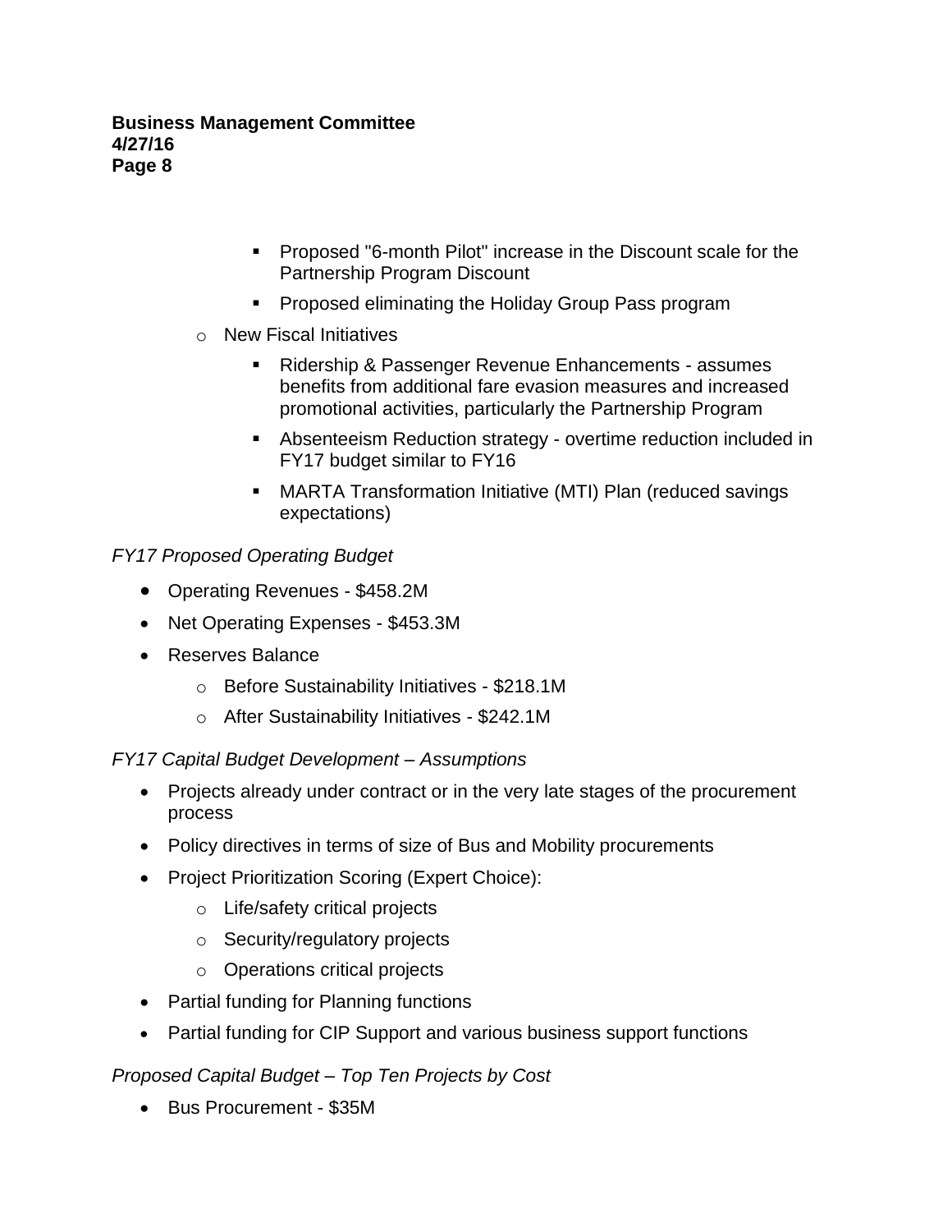- Proposed "6-month Pilot" increase in the Discount scale for the Partnership Program Discount
    - Proposed eliminating the Holiday Group Pass program
  - New Fiscal Initiatives
    - Ridership & Passenger Revenue Enhancements - assumes benefits from additional fare evasion measures and increased promotional activities, particularly the Partnership Program
    - Absenteeism Reduction strategy - overtime reduction included in FY17 budget similar to FY16
    - MARTA Transformation Initiative (MTI) Plan (reduced savings expectations)

*FY17 Proposed Operating Budget*

- Operating Revenues - $458.2M
- Net Operating Expenses - $453.3M
- Reserves Balance
  - Before Sustainability Initiatives - $218.1M
  - After Sustainability Initiatives - $242.1M

*FY17 Capital Budget Development – Assumptions*

- Projects already under contract or in the very late stages of the procurement process
- Policy directives in terms of size of Bus and Mobility procurements
- Project Prioritization Scoring (Expert Choice):
  - Life/safety critical projects
  - Security/regulatory projects
  - Operations critical projects
- Partial funding for Planning functions
- Partial funding for CIP Support and various business support functions

*Proposed Capital Budget – Top Ten Projects by Cost*

- Bus Procurement - $35M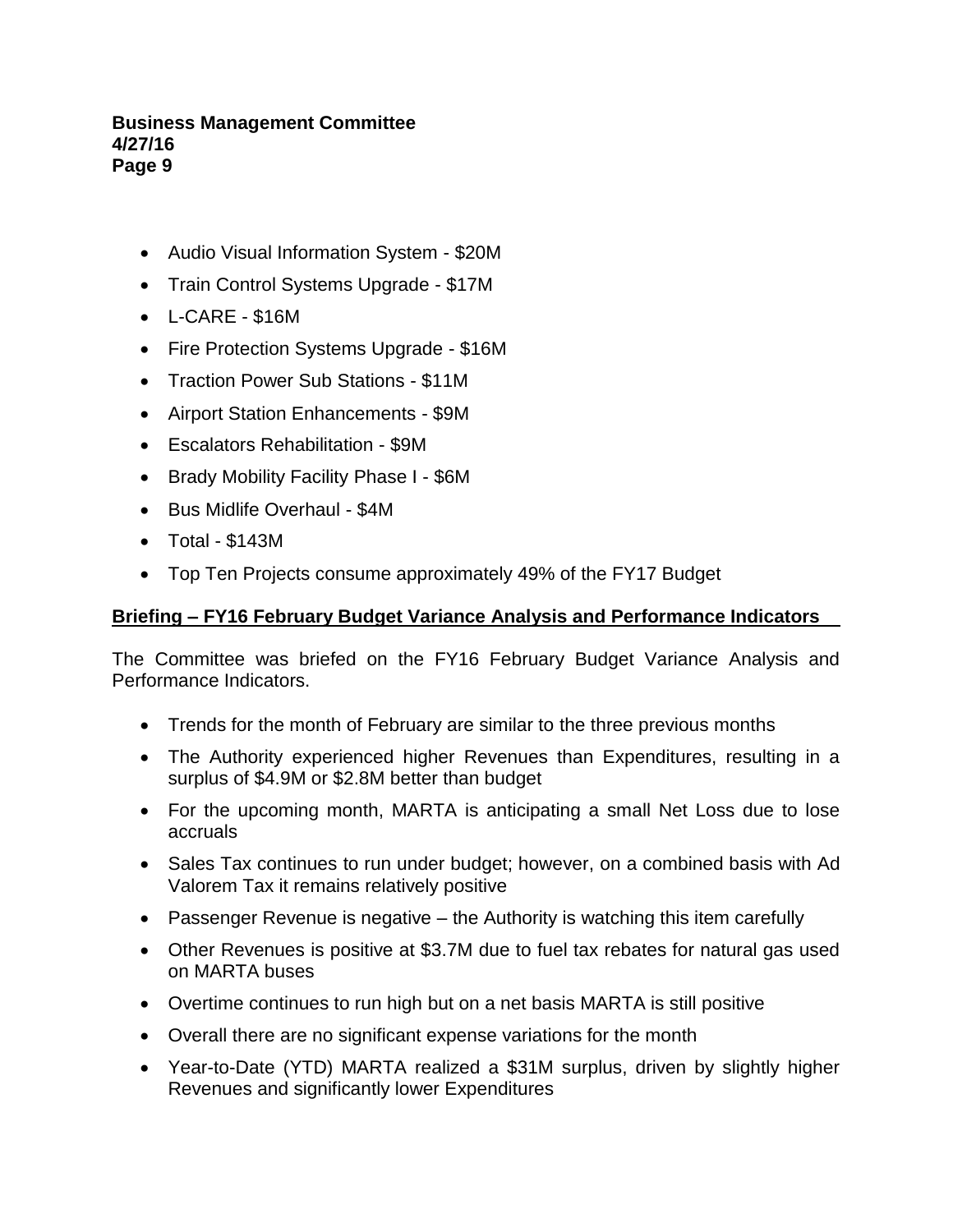- Audio Visual Information System - $20M
- Train Control Systems Upgrade - $17M
- L-CARE - $16M
- Fire Protection Systems Upgrade - $16M
- Traction Power Sub Stations - $11M
- Airport Station Enhancements - $9M
- Escalators Rehabilitation - $9M
- Brady Mobility Facility Phase I - $6M
- Bus Midlife Overhaul - $4M
- Total - $143M
- Top Ten Projects consume approximately 49% of the FY17 Budget

**Briefing – FY16 February Budget Variance Analysis and Performance Indicators**

The Committee was briefed on the FY16 February Budget Variance Analysis and Performance Indicators.

- Trends for the month of February are similar to the three previous months
- The Authority experienced higher Revenues than Expenditures, resulting in a surplus of $4.9M or $2.8M better than budget
- For the upcoming month, MARTA is anticipating a small Net Loss due to lose accruals
- Sales Tax continues to run under budget; however, on a combined basis with Ad Valorem Tax it remains relatively positive
- Passenger Revenue is negative – the Authority is watching this item carefully
- Other Revenues is positive at $3.7M due to fuel tax rebates for natural gas used on MARTA buses
- Overtime continues to run high but on a net basis MARTA is still positive
- Overall there are no significant expense variations for the month
- Year-to-Date (YTD) MARTA realized a $31M surplus, driven by slightly higher Revenues and significantly lower Expenditures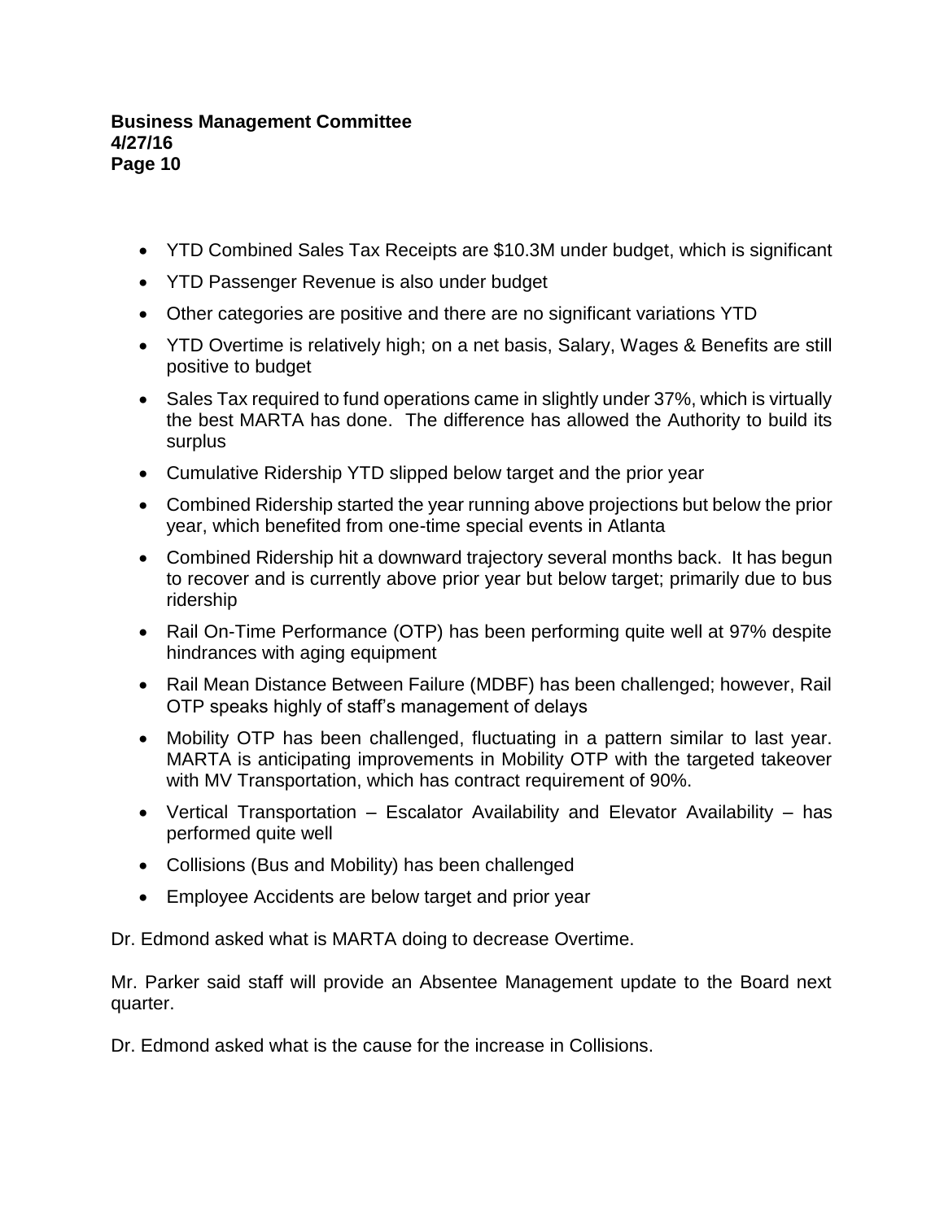- YTD Combined Sales Tax Receipts are $10.3M under budget, which is significant
- YTD Passenger Revenue is also under budget
- Other categories are positive and there are no significant variations YTD
- YTD Overtime is relatively high; on a net basis, Salary, Wages & Benefits are still positive to budget
- Sales Tax required to fund operations came in slightly under 37%, which is virtually the best MARTA has done. The difference has allowed the Authority to build its surplus
- Cumulative Ridership YTD slipped below target and the prior year
- Combined Ridership started the year running above projections but below the prior year, which benefited from one-time special events in Atlanta
- Combined Ridership hit a downward trajectory several months back. It has begun to recover and is currently above prior year but below target; primarily due to bus ridership
- Rail On-Time Performance (OTP) has been performing quite well at 97% despite hindrances with aging equipment
- Rail Mean Distance Between Failure (MDBF) has been challenged; however, Rail OTP speaks highly of staff's management of delays
- Mobility OTP has been challenged, fluctuating in a pattern similar to last year. MARTA is anticipating improvements in Mobility OTP with the targeted takeover with MV Transportation, which has contract requirement of 90%.
- Vertical Transportation – Escalator Availability and Elevator Availability – has performed quite well
- Collisions (Bus and Mobility) has been challenged
- Employee Accidents are below target and prior year

Dr. Edmond asked what is MARTA doing to decrease Overtime.

Mr. Parker said staff will provide an Absentee Management update to the Board next quarter.

Dr. Edmond asked what is the cause for the increase in Collisions.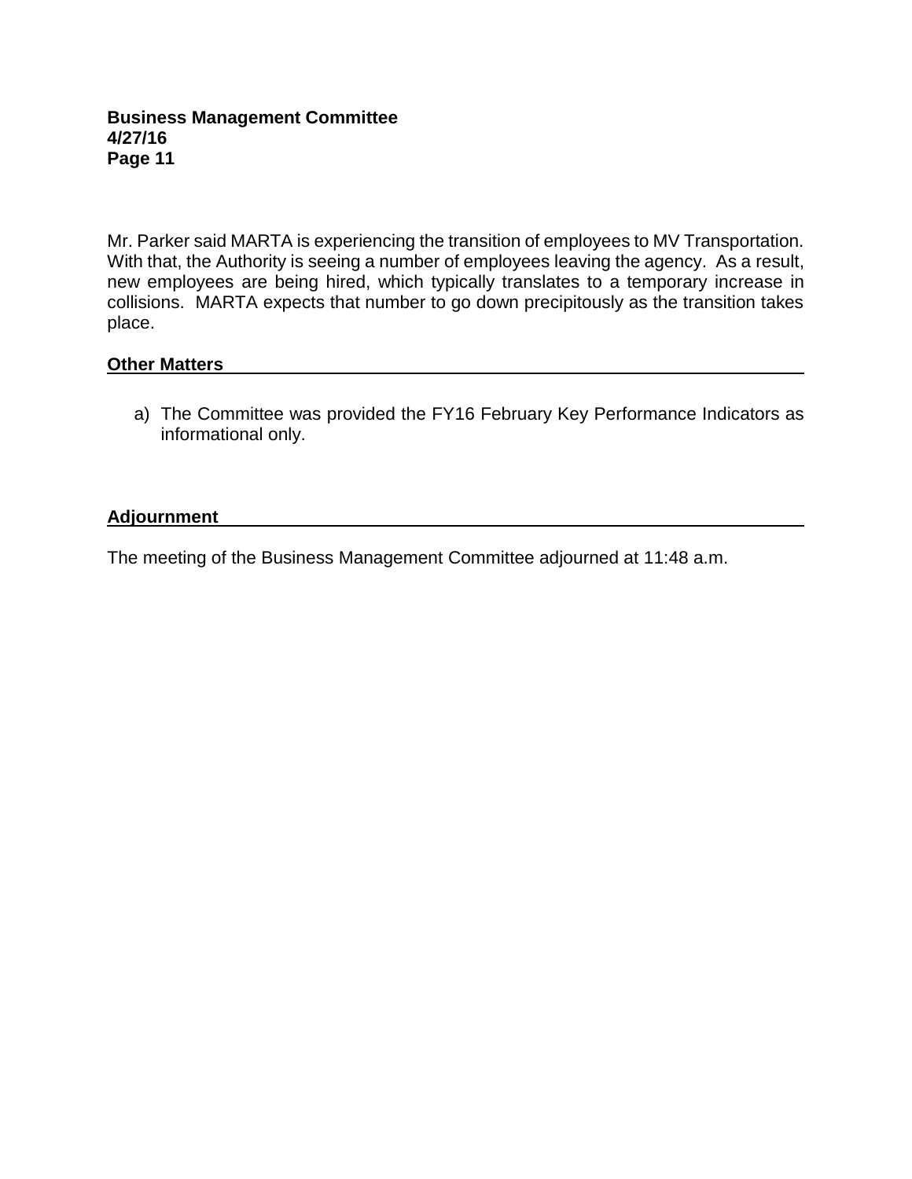Mr. Parker said MARTA is experiencing the transition of employees to MV Transportation. With that, the Authority is seeing a number of employees leaving the agency. As a result, new employees are being hired, which typically translates to a temporary increase in collisions. MARTA expects that number to go down precipitously as the transition takes place.

## Other Matters

a) The Committee was provided the FY16 February Key Performance Indicators as informational only.

## Adjournment

The meeting of the Business Management Committee adjourned at 11:48 a.m.